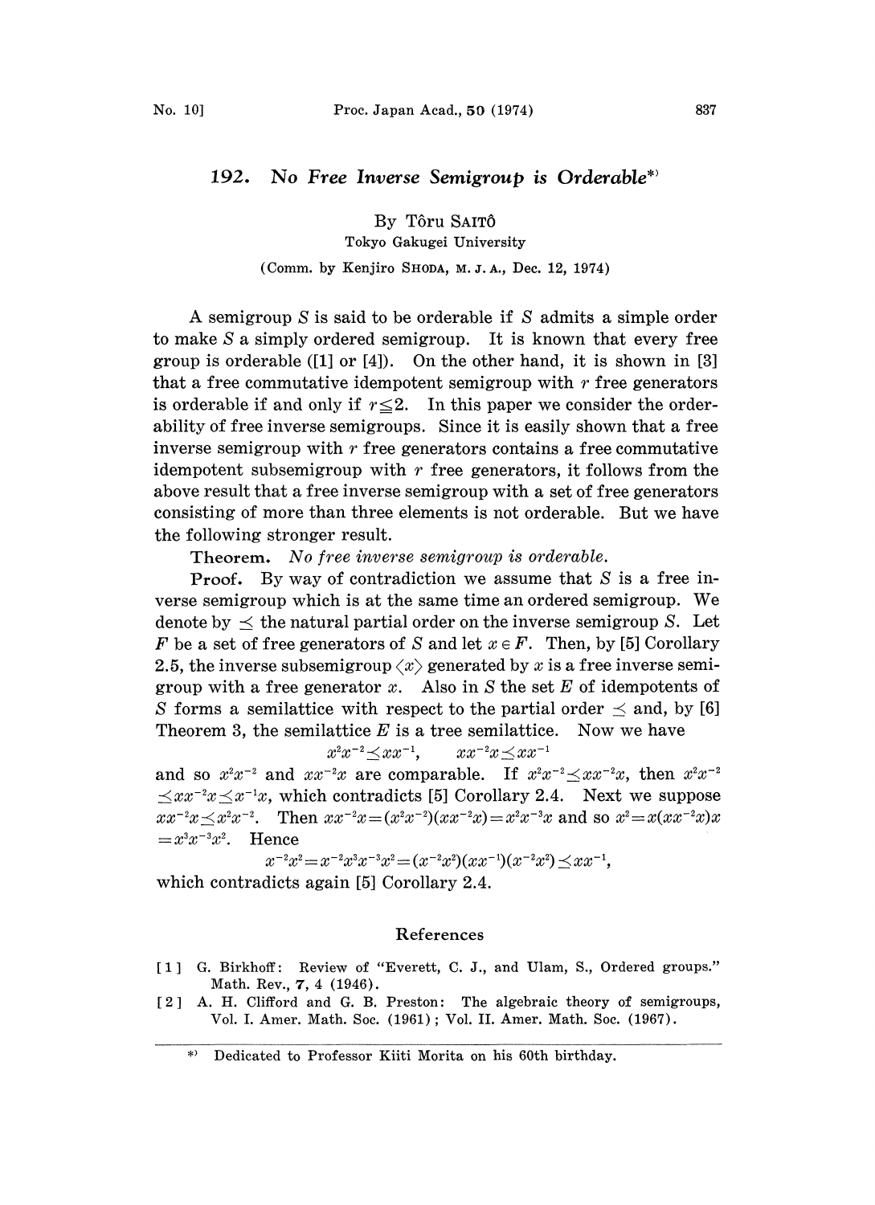# 192. No Free Inverse Semigroup is Orderable*)

By Tôru SAITÔ

Tokyo Gakugei University

(Comm. by Kenjiro SHODA, M. J. A., Dec. 12, 1974)

A semigroup $S$ is said to be orderable if $S$ admits a simple order to make $S$ a simply ordered semigroup. It is known that every free group is orderable ([1] or [4]). On the other hand, it is shown in [3] that a free commutative idempotent semigroup with $r$ free generators is orderable if and only if $r \leqq 2$. In this paper we consider the orderability of free inverse semigroups. Since it is easily shown that a free inverse semigroup with $r$ free generators contains a free commutative idempotent subsemigroup with $r$ free generators, it follows from the above result that a free inverse semigroup with a set of free generators consisting of more than three elements is not orderable. But we have the following stronger result.

**Theorem.** *No free inverse semigroup is orderable.*

**Proof.** By way of contradiction we assume that $S$ is a free inverse semigroup which is at the same time an ordered semigroup. We denote by $\preceq$ the natural partial order on the inverse semigroup $S$. Let $F$ be a set of free generators of $S$ and let $x \in F$. Then, by [5] Corollary 2.5, the inverse subsemigroup $\langle x \rangle$ generated by $x$ is a free inverse semigroup with a free generator $x$. Also in $S$ the set $E$ of idempotents of $S$ forms a semilattice with respect to the partial order $\preceq$ and, by [6] Theorem 3, the semilattice $E$ is a tree semilattice. Now we have

$$x^2x^{-2} \preceq xx^{-1}, \qquad xx^{-2}x \preceq xx^{-1}$$

and so $x^2x^{-2}$ and $xx^{-2}x$ are comparable. If $x^2x^{-2} \preceq xx^{-2}x$, then $x^2x^{-2} \preceq xx^{-2}x \preceq x^{-1}x$, which contradicts [5] Corollary 2.4. Next we suppose $xx^{-2}x \preceq x^2x^{-2}$. Then $xx^{-2}x = (x^2x^{-2})(xx^{-2}x) = x^2x^{-3}x$ and so $x^2 = x(xx^{-2}x)x = x^3x^{-3}x^2$. Hence

$$x^{-2}x^2 = x^{-2}x^3x^{-3}x^2 = (x^{-2}x^2)(xx^{-1})(x^{-2}x^2) \preceq xx^{-1},$$

which contradicts again [5] Corollary 2.4.

## References

[1] G. Birkhoff: Review of "Everett, C. J., and Ulam, S., Ordered groups." Math. Rev., **7**, 4 (1946).

[2] A. H. Clifford and G. B. Preston: The algebraic theory of semigroups, Vol. I. Amer. Math. Soc. (1961); Vol. II. Amer. Math. Soc. (1967).

*) Dedicated to Professor Kiiti Morita on his 60th birthday.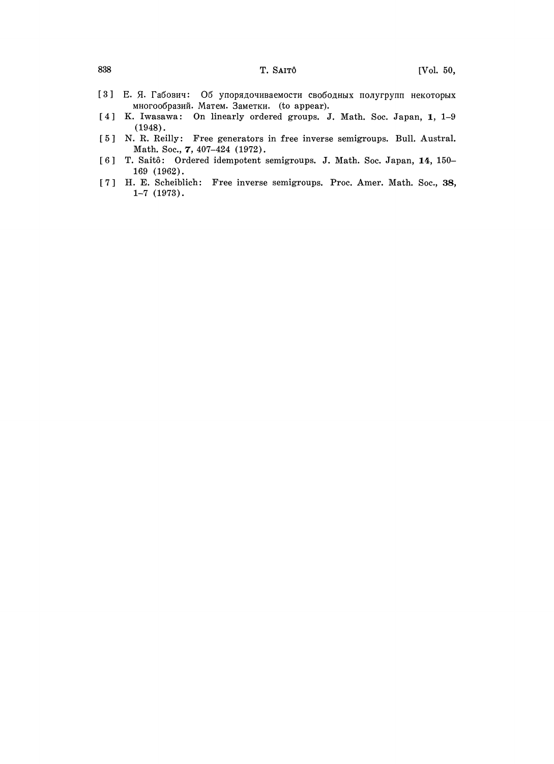[3] Е. Я. Габович: Об упорядочиваемости свободных полугрупп некоторых многообразий. Матем. Заметки. (to appear).

[4] K. Iwasawa: On linearly ordered groups. J. Math. Soc. Japan, **1**, 1–9 (1948).

[5] N. R. Reilly: Free generators in free inverse semigroups. Bull. Austral. Math. Soc., **7**, 407–424 (1972).

[6] T. Saitô: Ordered idempotent semigroups. J. Math. Soc. Japan, **14**, 150–169 (1962).

[7] H. E. Scheiblich: Free inverse semigroups. Proc. Amer. Math. Soc., **38**, 1–7 (1973).